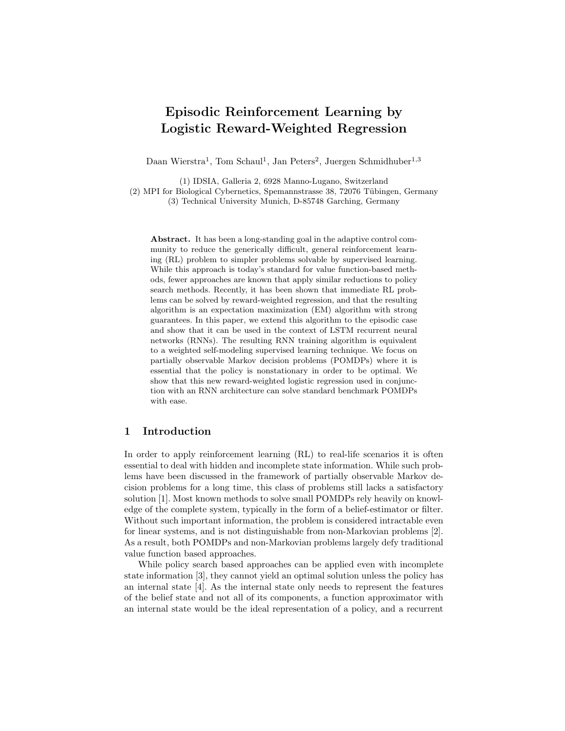# Episodic Reinforcement Learning by Logistic Reward-Weighted Regression

Daan Wierstra[1], Tom Schaul[1], Jan Peters[2], Juergen Schmidhuber[1,3]

(1) IDSIA, Galleria 2, 6928 Manno-Lugano, Switzerland
(2) MPI for Biological Cybernetics, Spemannstrasse 38, 72076 Tübingen, Germany
(3) Technical University Munich, D-85748 Garching, Germany

**Abstract.** It has been a long-standing goal in the adaptive control community to reduce the generically difficult, general reinforcement learning (RL) problem to simpler problems solvable by supervised learning. While this approach is today's standard for value function-based methods, fewer approaches are known that apply similar reductions to policy search methods. Recently, it has been shown that immediate RL problems can be solved by reward-weighted regression, and that the resulting algorithm is an expectation maximization (EM) algorithm with strong guarantees. In this paper, we extend this algorithm to the episodic case and show that it can be used in the context of LSTM recurrent neural networks (RNNs). The resulting RNN training algorithm is equivalent to a weighted self-modeling supervised learning technique. We focus on partially observable Markov decision problems (POMDPs) where it is essential that the policy is nonstationary in order to be optimal. We show that this new reward-weighted logistic regression used in conjunction with an RNN architecture can solve standard benchmark POMDPs with ease.

## 1 Introduction

In order to apply reinforcement learning (RL) to real-life scenarios it is often essential to deal with hidden and incomplete state information. While such problems have been discussed in the framework of partially observable Markov decision problems for a long time, this class of problems still lacks a satisfactory solution [1]. Most known methods to solve small POMDPs rely heavily on knowledge of the complete system, typically in the form of a belief-estimator or filter. Without such important information, the problem is considered intractable even for linear systems, and is not distinguishable from non-Markovian problems [2]. As a result, both POMDPs and non-Markovian problems largely defy traditional value function based approaches.

While policy search based approaches can be applied even with incomplete state information [3], they cannot yield an optimal solution unless the policy has an internal state [4]. As the internal state only needs to represent the features of the belief state and not all of its components, a function approximator with an internal state would be the ideal representation of a policy, and a recurrent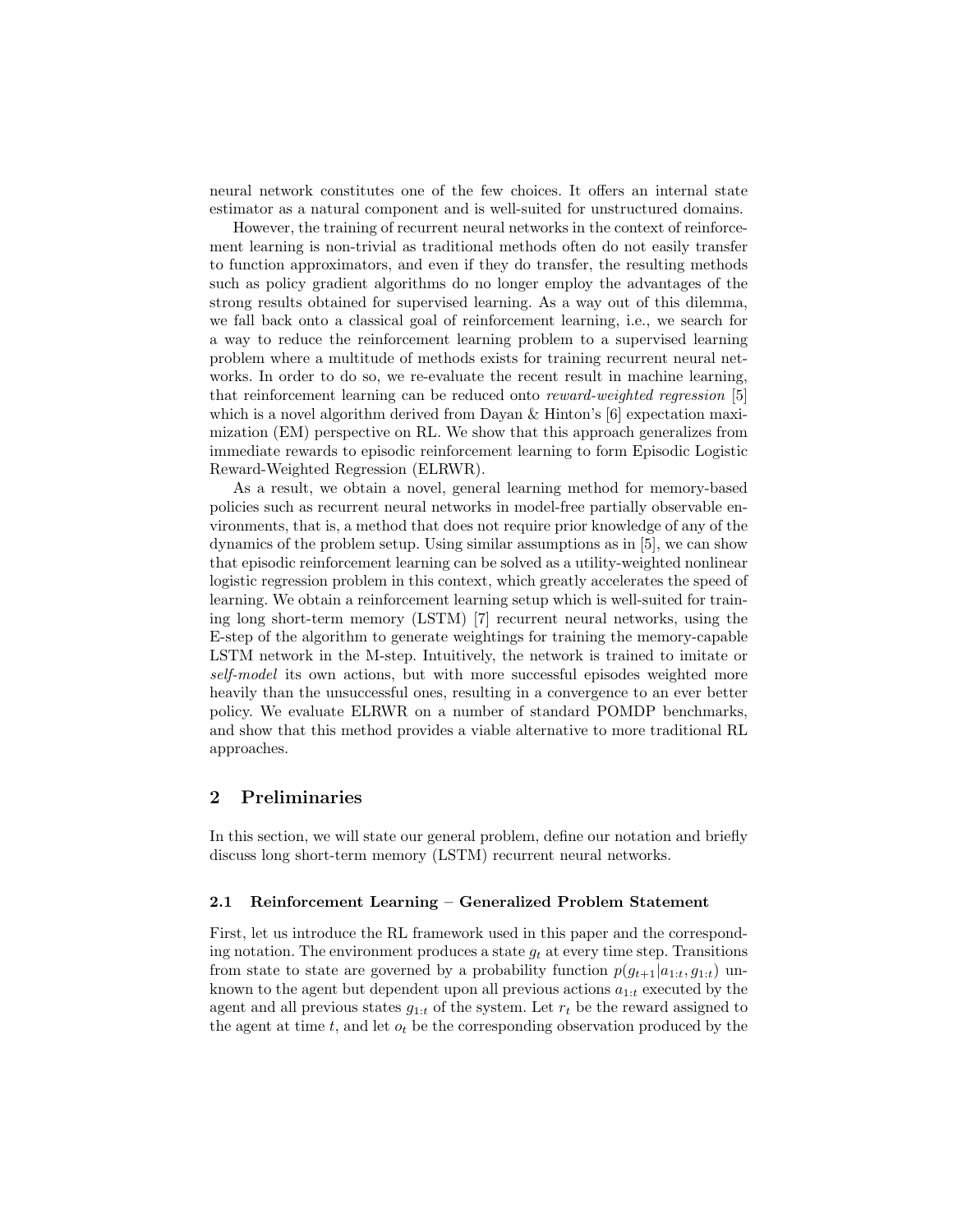neural network constitutes one of the few choices. It offers an internal state estimator as a natural component and is well-suited for unstructured domains.

However, the training of recurrent neural networks in the context of reinforcement learning is non-trivial as traditional methods often do not easily transfer to function approximators, and even if they do transfer, the resulting methods such as policy gradient algorithms do no longer employ the advantages of the strong results obtained for supervised learning. As a way out of this dilemma, we fall back onto a classical goal of reinforcement learning, i.e., we search for a way to reduce the reinforcement learning problem to a supervised learning problem where a multitude of methods exists for training recurrent neural networks. In order to do so, we re-evaluate the recent result in machine learning, that reinforcement learning can be reduced onto *reward-weighted regression* [5] which is a novel algorithm derived from Dayan & Hinton's [6] expectation maximization (EM) perspective on RL. We show that this approach generalizes from immediate rewards to episodic reinforcement learning to form Episodic Logistic Reward-Weighted Regression (ELRWR).

As a result, we obtain a novel, general learning method for memory-based policies such as recurrent neural networks in model-free partially observable environments, that is, a method that does not require prior knowledge of any of the dynamics of the problem setup. Using similar assumptions as in [5], we can show that episodic reinforcement learning can be solved as a utility-weighted nonlinear logistic regression problem in this context, which greatly accelerates the speed of learning. We obtain a reinforcement learning setup which is well-suited for training long short-term memory (LSTM) [7] recurrent neural networks, using the E-step of the algorithm to generate weightings for training the memory-capable LSTM network in the M-step. Intuitively, the network is trained to imitate or *self-model* its own actions, but with more successful episodes weighted more heavily than the unsuccessful ones, resulting in a convergence to an ever better policy. We evaluate ELRWR on a number of standard POMDP benchmarks, and show that this method provides a viable alternative to more traditional RL approaches.

## 2 Preliminaries

In this section, we will state our general problem, define our notation and briefly discuss long short-term memory (LSTM) recurrent neural networks.

### 2.1 Reinforcement Learning – Generalized Problem Statement

First, let us introduce the RL framework used in this paper and the corresponding notation. The environment produces a state $g_t$ at every time step. Transitions from state to state are governed by a probability function $p(g_{t+1}|a_{1:t}, g_{1:t})$ unknown to the agent but dependent upon all previous actions $a_{1:t}$ executed by the agent and all previous states $g_{1:t}$ of the system. Let $r_t$ be the reward assigned to the agent at time $t$, and let $o_t$ be the corresponding observation produced by the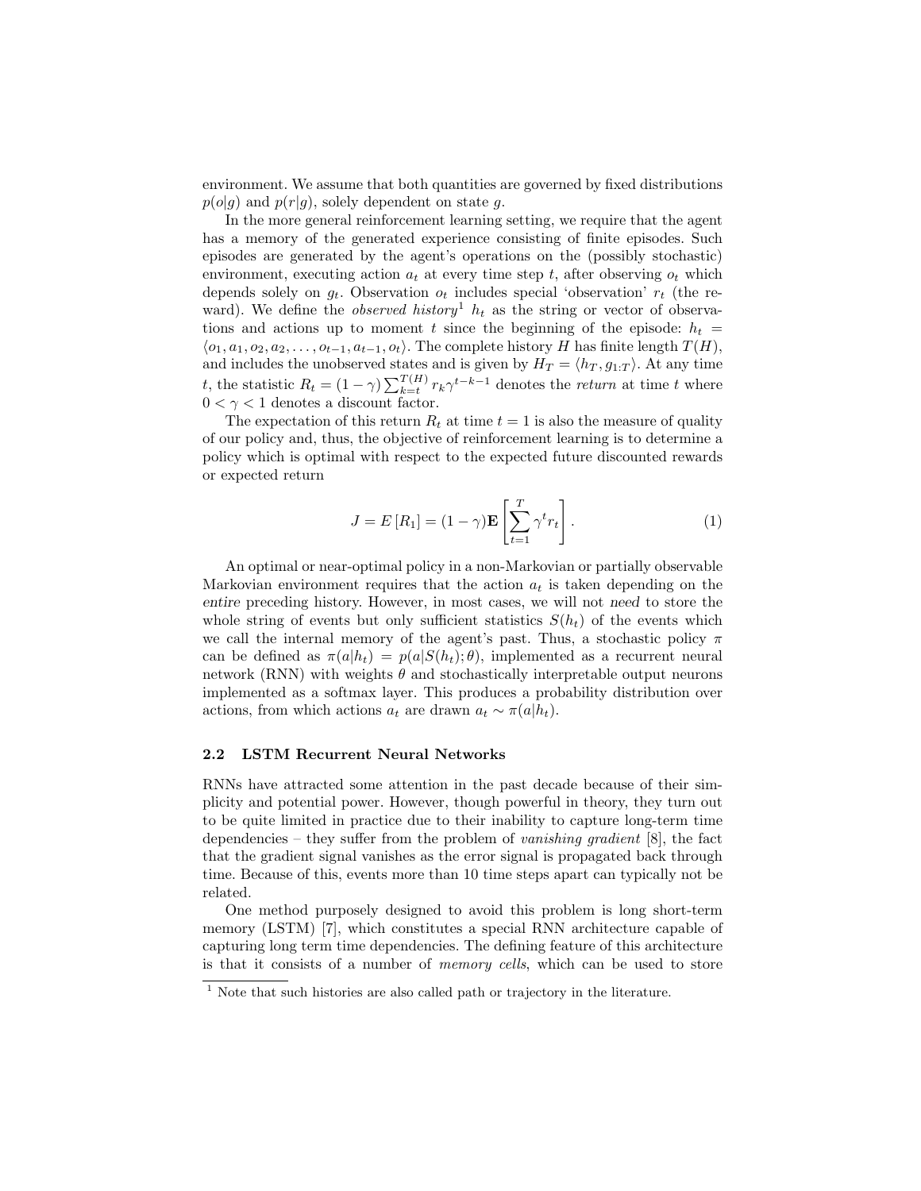environment. We assume that both quantities are governed by fixed distributions $p(o|g)$ and $p(r|g)$, solely dependent on state $g$.

In the more general reinforcement learning setting, we require that the agent has a memory of the generated experience consisting of finite episodes. Such episodes are generated by the agent's operations on the (possibly stochastic) environment, executing action $a_t$ at every time step $t$, after observing $o_t$ which depends solely on $g_t$. Observation $o_t$ includes special 'observation' $r_t$ (the reward). We define the *observed history*[1] $h_t$ as the string or vector of observations and actions up to moment $t$ since the beginning of the episode: $h_t = \langle o_1, a_1, o_2, a_2, \ldots, o_{t-1}, a_{t-1}, o_t \rangle$. The complete history $H$ has finite length $T(H)$, and includes the unobserved states and is given by $H_T = \langle h_T, g_{1:T} \rangle$. At any time $t$, the statistic $R_t = (1-\gamma)\sum_{k=t}^{T(H)} r_k \gamma^{t-k-1}$ denotes the *return* at time $t$ where $0 < \gamma < 1$ denotes a discount factor.

The expectation of this return $R_t$ at time $t = 1$ is also the measure of quality of our policy and, thus, the objective of reinforcement learning is to determine a policy which is optimal with respect to the expected future discounted rewards or expected return

$$J = E\left[R_1\right] = (1-\gamma)\mathbf{E}\left[\sum_{t=1}^{T} \gamma^t r_t\right]. \tag{1}$$

An optimal or near-optimal policy in a non-Markovian or partially observable Markovian environment requires that the action $a_t$ is taken depending on the *entire* preceding history. However, in most cases, we will not *need* to store the whole string of events but only sufficient statistics $S(h_t)$ of the events which we call the internal memory of the agent's past. Thus, a stochastic policy $\pi$ can be defined as $\pi(a|h_t) = p(a|S(h_t);\theta)$, implemented as a recurrent neural network (RNN) with weights $\theta$ and stochastically interpretable output neurons implemented as a softmax layer. This produces a probability distribution over actions, from which actions $a_t$ are drawn $a_t \sim \pi(a|h_t)$.

### 2.2 LSTM Recurrent Neural Networks

RNNs have attracted some attention in the past decade because of their simplicity and potential power. However, though powerful in theory, they turn out to be quite limited in practice due to their inability to capture long-term time dependencies – they suffer from the problem of *vanishing gradient* [8], the fact that the gradient signal vanishes as the error signal is propagated back through time. Because of this, events more than 10 time steps apart can typically not be related.

One method purposely designed to avoid this problem is long short-term memory (LSTM) [7], which constitutes a special RNN architecture capable of capturing long term time dependencies. The defining feature of this architecture is that it consists of a number of *memory cells*, which can be used to store

[1] Note that such histories are also called path or trajectory in the literature.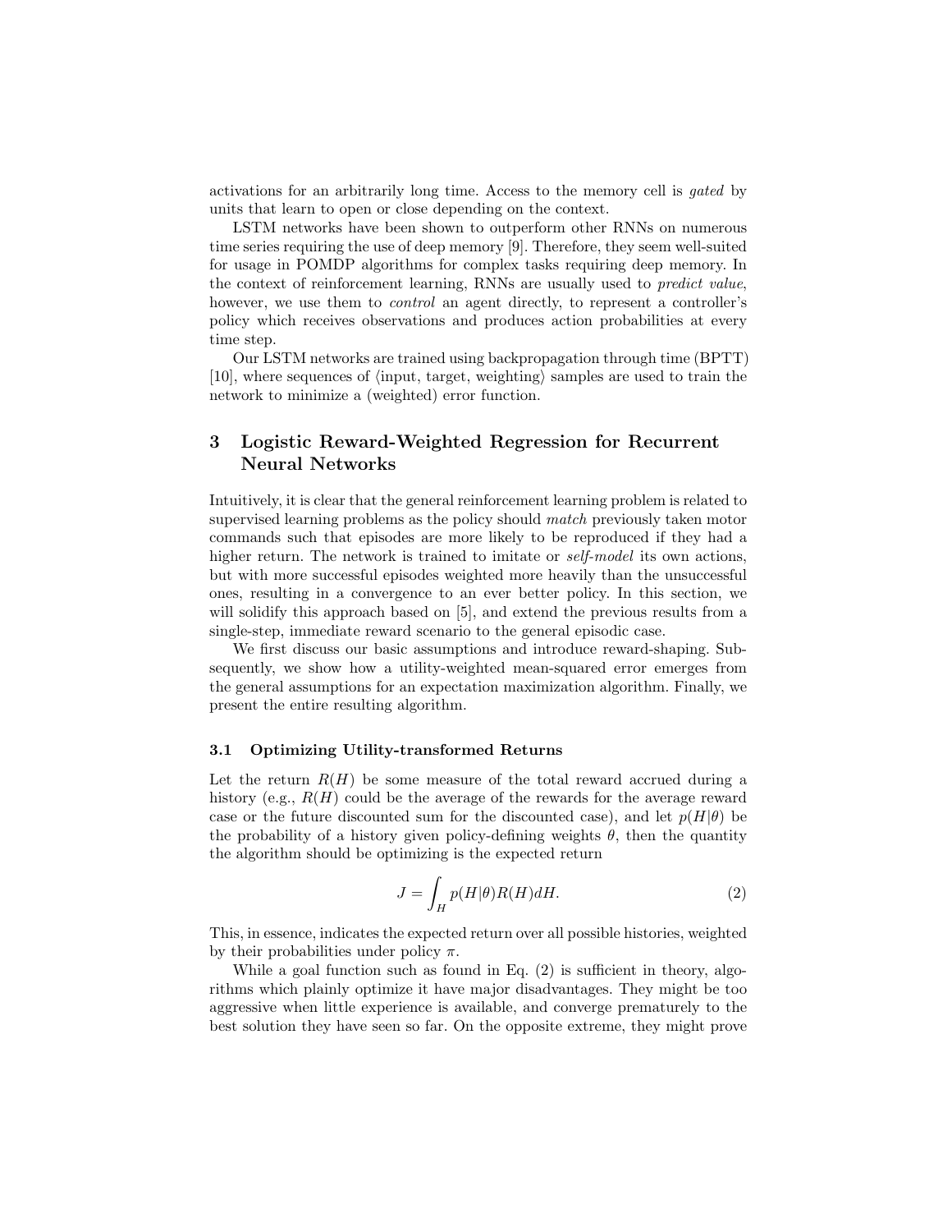activations for an arbitrarily long time. Access to the memory cell is *gated* by units that learn to open or close depending on the context.

LSTM networks have been shown to outperform other RNNs on numerous time series requiring the use of deep memory [9]. Therefore, they seem well-suited for usage in POMDP algorithms for complex tasks requiring deep memory. In the context of reinforcement learning, RNNs are usually used to *predict value*, however, we use them to *control* an agent directly, to represent a controller's policy which receives observations and produces action probabilities at every time step.

Our LSTM networks are trained using backpropagation through time (BPTT) [10], where sequences of ⟨input, target, weighting⟩ samples are used to train the network to minimize a (weighted) error function.

## 3 Logistic Reward-Weighted Regression for Recurrent Neural Networks

Intuitively, it is clear that the general reinforcement learning problem is related to supervised learning problems as the policy should *match* previously taken motor commands such that episodes are more likely to be reproduced if they had a higher return. The network is trained to imitate or *self-model* its own actions, but with more successful episodes weighted more heavily than the unsuccessful ones, resulting in a convergence to an ever better policy. In this section, we will solidify this approach based on [5], and extend the previous results from a single-step, immediate reward scenario to the general episodic case.

We first discuss our basic assumptions and introduce reward-shaping. Subsequently, we show how a utility-weighted mean-squared error emerges from the general assumptions for an expectation maximization algorithm. Finally, we present the entire resulting algorithm.

### 3.1 Optimizing Utility-transformed Returns

Let the return $R(H)$ be some measure of the total reward accrued during a history (e.g., $R(H)$ could be the average of the rewards for the average reward case or the future discounted sum for the discounted case), and let $p(H|\theta)$ be the probability of a history given policy-defining weights $\theta$, then the quantity the algorithm should be optimizing is the expected return

$$J = \int_H p(H|\theta)R(H)dH. \tag{2}$$

This, in essence, indicates the expected return over all possible histories, weighted by their probabilities under policy $\pi$.

While a goal function such as found in Eq. (2) is sufficient in theory, algorithms which plainly optimize it have major disadvantages. They might be too aggressive when little experience is available, and converge prematurely to the best solution they have seen so far. On the opposite extreme, they might prove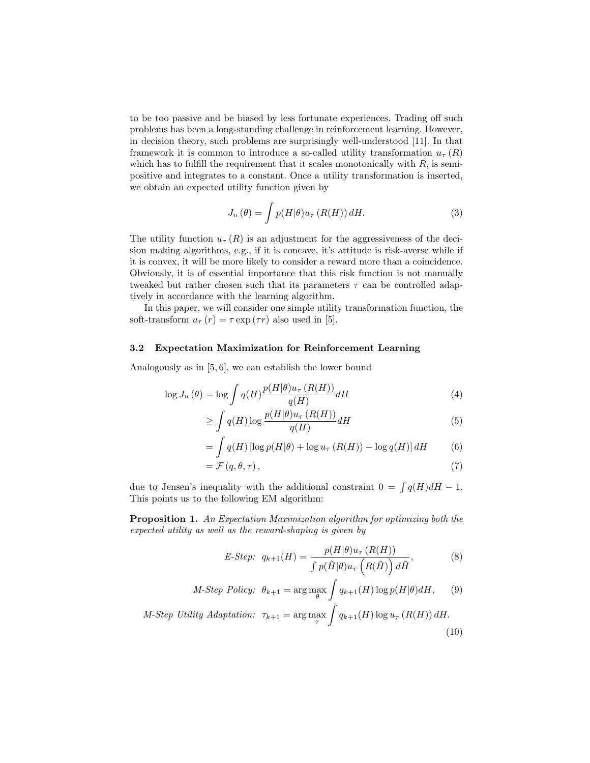to be too passive and be biased by less fortunate experiences. Trading off such problems has been a long-standing challenge in reinforcement learning. However, in decision theory, such problems are surprisingly well-understood [11]. In that framework it is common to introduce a so-called utility transformation $u_\tau(R)$ which has to fulfill the requirement that it scales monotonically with $R$, is semi-positive and integrates to a constant. Once a utility transformation is inserted, we obtain an expected utility function given by

$$J_u(\theta) = \int p(H|\theta) u_\tau(R(H))\, dH. \tag{3}$$

The utility function $u_\tau(R)$ is an adjustment for the aggressiveness of the decision making algorithms, e.g., if it is concave, it's attitude is risk-averse while if it is convex, it will be more likely to consider a reward more than a coincidence. Obviously, it is of essential importance that this risk function is not manually tweaked but rather chosen such that its parameters $\tau$ can be controlled adaptively in accordance with the learning algorithm.

In this paper, we will consider one simple utility transformation function, the soft-transform $u_\tau(r) = \tau \exp(\tau r)$ also used in [5].

### 3.2 Expectation Maximization for Reinforcement Learning

Analogously as in [5, 6], we can establish the lower bound

$$
\begin{aligned}
\log J_u(\theta) &= \log \int q(H) \frac{p(H|\theta) u_\tau(R(H))}{q(H)} dH && (4)\\
&\geq \int q(H) \log \frac{p(H|\theta) u_\tau(R(H))}{q(H)} dH && (5)\\
&= \int q(H) \left[\log p(H|\theta) + \log u_\tau(R(H)) - \log q(H)\right] dH && (6)\\
&= \mathcal{F}(q, \theta, \tau), && (7)
\end{aligned}
$$

due to Jensen's inequality with the additional constraint $0 = \int q(H) dH - 1$. This points us to the following EM algorithm:

**Proposition 1.** *An Expectation Maximization algorithm for optimizing both the expected utility as well as the reward-shaping is given by*

$$\text{E-Step: } q_{k+1}(H) = \frac{p(H|\theta) u_\tau(R(H))}{\int p(\tilde{H}|\theta) u_\tau\left(R(\tilde{H})\right) d\tilde{H}}, \tag{8}$$

$$\text{M-Step Policy: } \theta_{k+1} = \arg\max_\theta \int q_{k+1}(H) \log p(H|\theta) dH, \tag{9}$$

$$\text{M-Step Utility Adaptation: } \tau_{k+1} = \arg\max_\tau \int q_{k+1}(H) \log u_\tau(R(H))\, dH. \tag{10}$$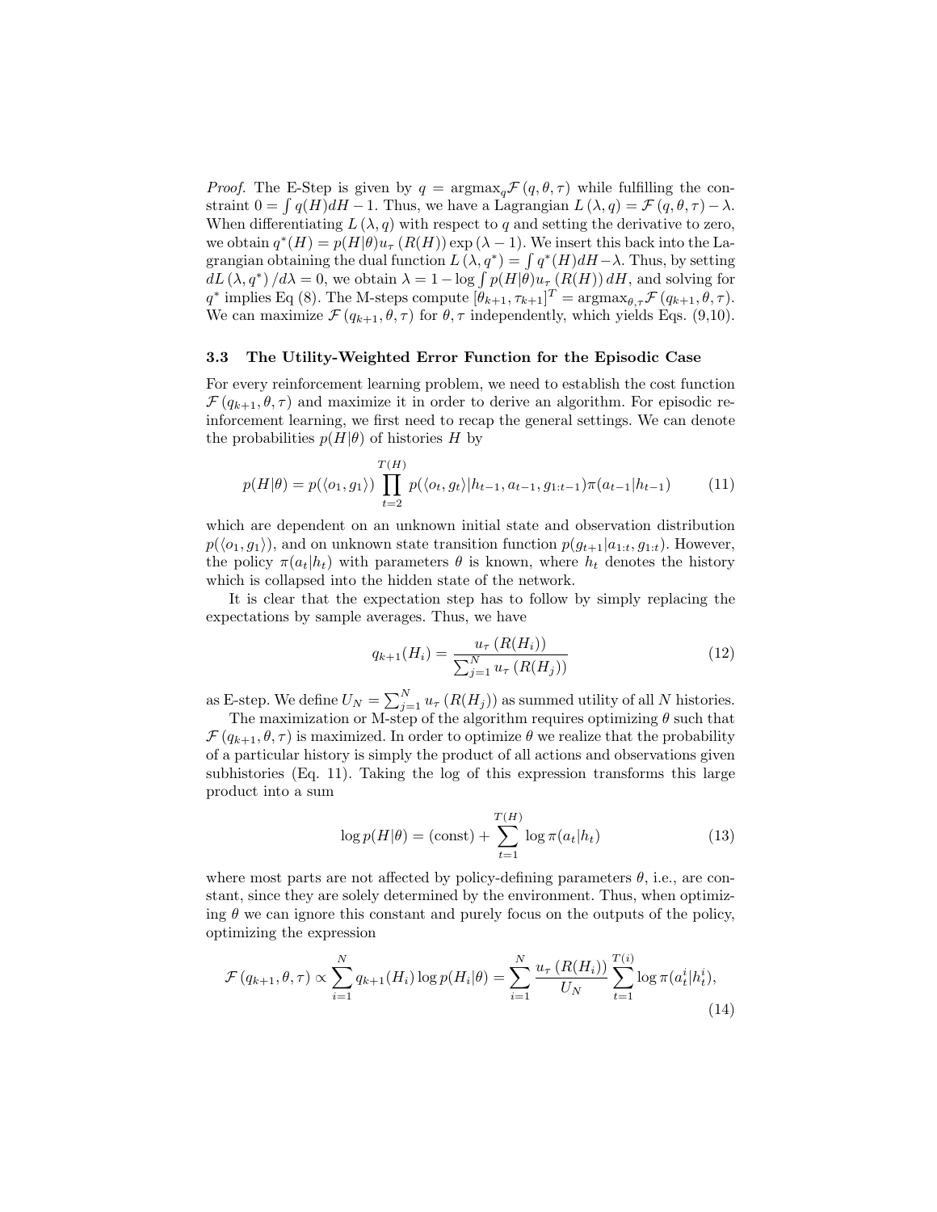*Proof.* The E-Step is given by $q = \text{argmax}_q \mathcal{F}(q, \theta, \tau)$ while fulfilling the constraint $0 = \int q(H)dH - 1$. Thus, we have a Lagrangian $L(\lambda, q) = \mathcal{F}(q, \theta, \tau) - \lambda$. When differentiating $L(\lambda, q)$ with respect to $q$ and setting the derivative to zero, we obtain $q^*(H) = p(H|\theta)u_\tau(R(H))\exp(\lambda - 1)$. We insert this back into the Lagrangian obtaining the dual function $L(\lambda, q^*) = \int q^*(H)dH - \lambda$. Thus, by setting $dL(\lambda, q^*)/d\lambda = 0$, we obtain $\lambda = 1 - \log \int p(H|\theta)u_\tau(R(H))\, dH$, and solving for $q^*$ implies Eq (8). The M-steps compute $[\theta_{k+1}, \tau_{k+1}]^T = \text{argmax}_{\theta,\tau} \mathcal{F}(q_{k+1}, \theta, \tau)$. We can maximize $\mathcal{F}(q_{k+1}, \theta, \tau)$ for $\theta, \tau$ independently, which yields Eqs. (9,10).

### 3.3 The Utility-Weighted Error Function for the Episodic Case

For every reinforcement learning problem, we need to establish the cost function $\mathcal{F}(q_{k+1}, \theta, \tau)$ and maximize it in order to derive an algorithm. For episodic reinforcement learning, we first need to recap the general settings. We can denote the probabilities $p(H|\theta)$ of histories $H$ by

$$p(H|\theta) = p(\langle o_1, g_1 \rangle) \prod_{t=2}^{T(H)} p(\langle o_t, g_t \rangle | h_{t-1}, a_{t-1}, g_{1:t-1}) \pi(a_{t-1}|h_{t-1}) \tag{11}$$

which are dependent on an unknown initial state and observation distribution $p(\langle o_1, g_1 \rangle)$, and on unknown state transition function $p(g_{t+1}|a_{1:t}, g_{1:t})$. However, the policy $\pi(a_t|h_t)$ with parameters $\theta$ is known, where $h_t$ denotes the history which is collapsed into the hidden state of the network.

It is clear that the expectation step has to follow by simply replacing the expectations by sample averages. Thus, we have

$$q_{k+1}(H_i) = \frac{u_\tau(R(H_i))}{\sum_{j=1}^{N} u_\tau(R(H_j))} \tag{12}$$

as E-step. We define $U_N = \sum_{j=1}^{N} u_\tau(R(H_j))$ as summed utility of all $N$ histories.

The maximization or M-step of the algorithm requires optimizing $\theta$ such that $\mathcal{F}(q_{k+1}, \theta, \tau)$ is maximized. In order to optimize $\theta$ we realize that the probability of a particular history is simply the product of all actions and observations given subhistories (Eq. 11). Taking the log of this expression transforms this large product into a sum

$$\log p(H|\theta) = (\text{const}) + \sum_{t=1}^{T(H)} \log \pi(a_t|h_t) \tag{13}$$

where most parts are not affected by policy-defining parameters $\theta$, i.e., are constant, since they are solely determined by the environment. Thus, when optimizing $\theta$ we can ignore this constant and purely focus on the outputs of the policy, optimizing the expression

$$\mathcal{F}(q_{k+1}, \theta, \tau) \propto \sum_{i=1}^{N} q_{k+1}(H_i) \log p(H_i|\theta) = \sum_{i=1}^{N} \frac{u_\tau(R(H_i))}{U_N} \sum_{t=1}^{T(i)} \log \pi(a_t^i|h_t^i), \tag{14}$$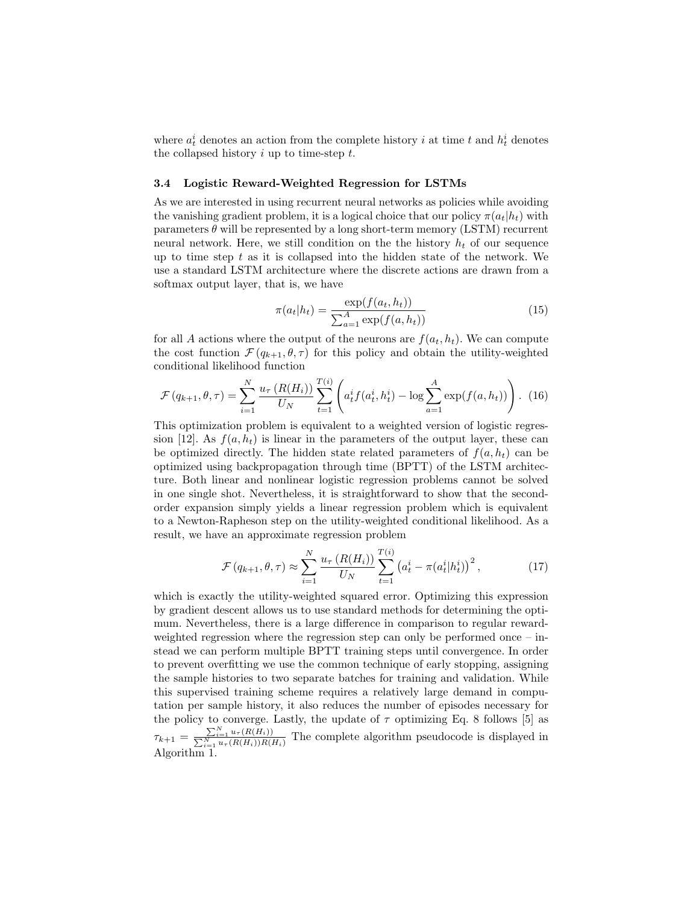where $a_t^i$ denotes an action from the complete history $i$ at time $t$ and $h_t^i$ denotes the collapsed history $i$ up to time-step $t$.

### 3.4 Logistic Reward-Weighted Regression for LSTMs

As we are interested in using recurrent neural networks as policies while avoiding the vanishing gradient problem, it is a logical choice that our policy $\pi(a_t|h_t)$ with parameters $\theta$ will be represented by a long short-term memory (LSTM) recurrent neural network. Here, we still condition on the the history $h_t$ of our sequence up to time step $t$ as it is collapsed into the hidden state of the network. We use a standard LSTM architecture where the discrete actions are drawn from a softmax output layer, that is, we have

$$\pi(a_t|h_t) = \frac{\exp(f(a_t, h_t))}{\sum_{a=1}^{A} \exp(f(a, h_t))} \tag{15}$$

for all $A$ actions where the output of the neurons are $f(a_t, h_t)$. We can compute the cost function $\mathcal{F}(q_{k+1}, \theta, \tau)$ for this policy and obtain the utility-weighted conditional likelihood function

$$\mathcal{F}(q_{k+1}, \theta, \tau) = \sum_{i=1}^{N} \frac{u_\tau(R(H_i))}{U_N} \sum_{t=1}^{T(i)} \left( a_t^i f(a_t^i, h_t^i) - \log \sum_{a=1}^{A} \exp(f(a, h_t)) \right). \tag{16}$$

This optimization problem is equivalent to a weighted version of logistic regression [12]. As $f(a, h_t)$ is linear in the parameters of the output layer, these can be optimized directly. The hidden state related parameters of $f(a, h_t)$ can be optimized using backpropagation through time (BPTT) of the LSTM architecture. Both linear and nonlinear logistic regression problems cannot be solved in one single shot. Nevertheless, it is straightforward to show that the second-order expansion simply yields a linear regression problem which is equivalent to a Newton-Rapheson step on the utility-weighted conditional likelihood. As a result, we have an approximate regression problem

$$\mathcal{F}(q_{k+1}, \theta, \tau) \approx \sum_{i=1}^{N} \frac{u_\tau(R(H_i))}{U_N} \sum_{t=1}^{T(i)} \left( a_t^i - \pi(a_t^i|h_t^i) \right)^2, \tag{17}$$

which is exactly the utility-weighted squared error. Optimizing this expression by gradient descent allows us to use standard methods for determining the optimum. Nevertheless, there is a large difference in comparison to regular reward-weighted regression where the regression step can only be performed once – instead we can perform multiple BPTT training steps until convergence. In order to prevent overfitting we use the common technique of early stopping, assigning the sample histories to two separate batches for training and validation. While this supervised training scheme requires a relatively large demand in computation per sample history, it also reduces the number of episodes necessary for the policy to converge. Lastly, the update of $\tau$ optimizing Eq. 8 follows [5] as $\tau_{k+1} = \frac{\sum_{i=1}^{N} u_\tau(R(H_i))}{\sum_{i=1}^{N} u_\tau(R(H_i)) R(H_i)}$ The complete algorithm pseudocode is displayed in Algorithm 1.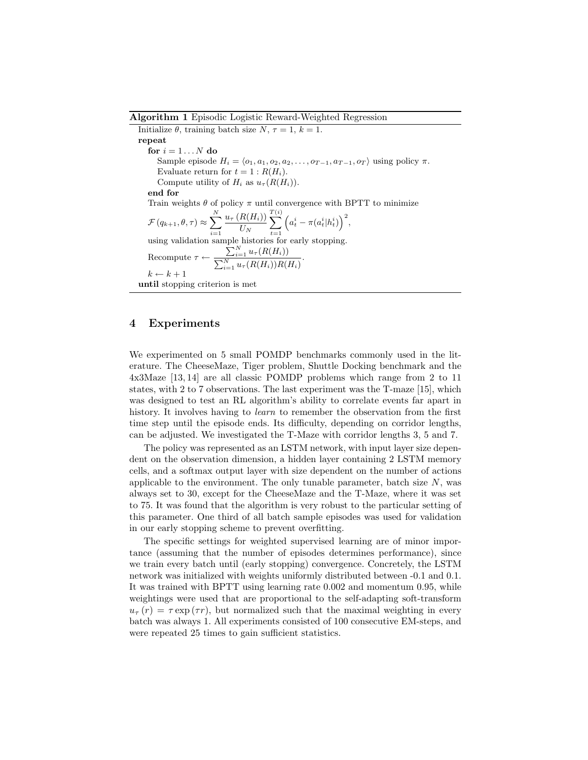**Algorithm 1** Episodic Logistic Reward-Weighted Regression

Initialize $\theta$, training batch size $N$, $\tau = 1$, $k = 1$.

**repeat**

  **for** $i = 1 \ldots N$ **do**

    Sample episode $H_i = \langle o_1, a_1, o_2, a_2, \ldots, o_{T-1}, a_{T-1}, o_T \rangle$ using policy $\pi$.

    Evaluate return for $t = 1 : R(H_i)$.

    Compute utility of $H_i$ as $u_\tau(R(H_i))$.

  **end for**

  Train weights $\theta$ of policy $\pi$ until convergence with BPTT to minimize

  $\mathcal{F}(q_{k+1}, \theta, \tau) \approx \sum_{i=1}^{N} \frac{u_\tau(R(H_i))}{U_N} \sum_{t=1}^{T(i)} \left( a_t^i - \pi(a_t^i | h_t^i) \right)^2,$

  using validation sample histories for early stopping.

  Recompute $\tau \leftarrow \frac{\sum_{i=1}^{N} u_\tau(R(H_i))}{\sum_{i=1}^{N} u_\tau(R(H_i)) R(H_i)}$.

  $k \leftarrow k + 1$

**until** stopping criterion is met

## 4 Experiments

We experimented on 5 small POMDP benchmarks commonly used in the literature. The CheeseMaze, Tiger problem, Shuttle Docking benchmark and the 4x3Maze [13, 14] are all classic POMDP problems which range from 2 to 11 states, with 2 to 7 observations. The last experiment was the T-maze [15], which was designed to test an RL algorithm's ability to correlate events far apart in history. It involves having to *learn* to remember the observation from the first time step until the episode ends. Its difficulty, depending on corridor lengths, can be adjusted. We investigated the T-Maze with corridor lengths 3, 5 and 7.

The policy was represented as an LSTM network, with input layer size dependent on the observation dimension, a hidden layer containing 2 LSTM memory cells, and a softmax output layer with size dependent on the number of actions applicable to the environment. The only tunable parameter, batch size $N$, was always set to 30, except for the CheeseMaze and the T-Maze, where it was set to 75. It was found that the algorithm is very robust to the particular setting of this parameter. One third of all batch sample episodes was used for validation in our early stopping scheme to prevent overfitting.

The specific settings for weighted supervised learning are of minor importance (assuming that the number of episodes determines performance), since we train every batch until (early stopping) convergence. Concretely, the LSTM network was initialized with weights uniformly distributed between -0.1 and 0.1. It was trained with BPTT using learning rate 0.002 and momentum 0.95, while weightings were used that are proportional to the self-adapting soft-transform $u_\tau(r) = \tau \exp(\tau r)$, but normalized such that the maximal weighting in every batch was always 1. All experiments consisted of 100 consecutive EM-steps, and were repeated 25 times to gain sufficient statistics.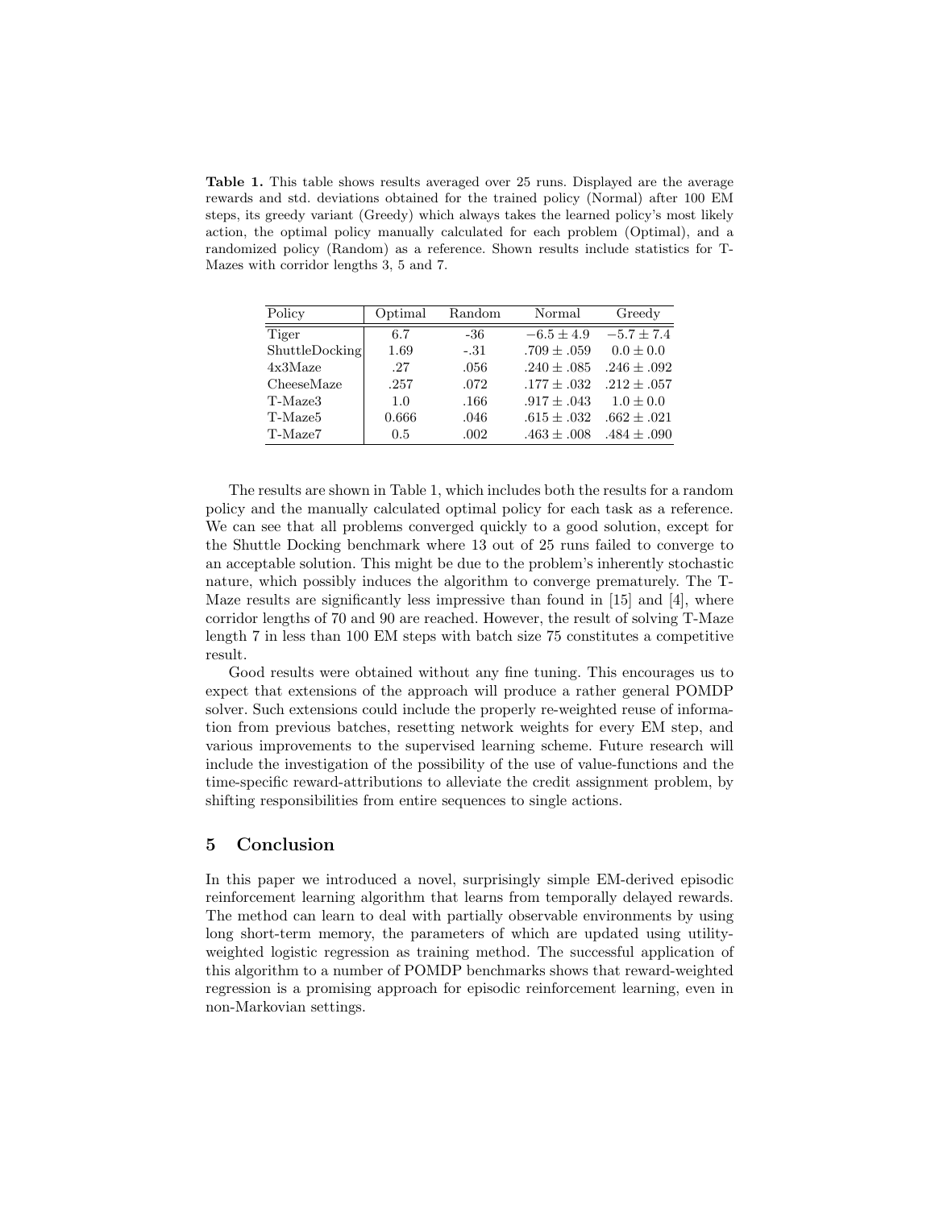**Table 1.** This table shows results averaged over 25 runs. Displayed are the average rewards and std. deviations obtained for the trained policy (Normal) after 100 EM steps, its greedy variant (Greedy) which always takes the learned policy's most likely action, the optimal policy manually calculated for each problem (Optimal), and a randomized policy (Random) as a reference. Shown results include statistics for T-Mazes with corridor lengths 3, 5 and 7.

| Policy | Optimal | Random | Normal | Greedy |
|---|---|---|---|---|
| Tiger | 6.7 | -36 | $-6.5 \pm 4.9$ | $-5.7 \pm 7.4$ |
| ShuttleDocking | 1.69 | -.31 | $.709 \pm .059$ | $0.0 \pm 0.0$ |
| 4x3Maze | .27 | .056 | $.240 \pm .085$ | $.246 \pm .092$ |
| CheeseMaze | .257 | .072 | $.177 \pm .032$ | $.212 \pm .057$ |
| T-Maze3 | 1.0 | .166 | $.917 \pm .043$ | $1.0 \pm 0.0$ |
| T-Maze5 | 0.666 | .046 | $.615 \pm .032$ | $.662 \pm .021$ |
| T-Maze7 | 0.5 | .002 | $.463 \pm .008$ | $.484 \pm .090$ |

The results are shown in Table 1, which includes both the results for a random policy and the manually calculated optimal policy for each task as a reference. We can see that all problems converged quickly to a good solution, except for the Shuttle Docking benchmark where 13 out of 25 runs failed to converge to an acceptable solution. This might be due to the problem's inherently stochastic nature, which possibly induces the algorithm to converge prematurely. The T-Maze results are significantly less impressive than found in [15] and [4], where corridor lengths of 70 and 90 are reached. However, the result of solving T-Maze length 7 in less than 100 EM steps with batch size 75 constitutes a competitive result.

Good results were obtained without any fine tuning. This encourages us to expect that extensions of the approach will produce a rather general POMDP solver. Such extensions could include the properly re-weighted reuse of information from previous batches, resetting network weights for every EM step, and various improvements to the supervised learning scheme. Future research will include the investigation of the possibility of the use of value-functions and the time-specific reward-attributions to alleviate the credit assignment problem, by shifting responsibilities from entire sequences to single actions.

## 5 Conclusion

In this paper we introduced a novel, surprisingly simple EM-derived episodic reinforcement learning algorithm that learns from temporally delayed rewards. The method can learn to deal with partially observable environments by using long short-term memory, the parameters of which are updated using utility-weighted logistic regression as training method. The successful application of this algorithm to a number of POMDP benchmarks shows that reward-weighted regression is a promising approach for episodic reinforcement learning, even in non-Markovian settings.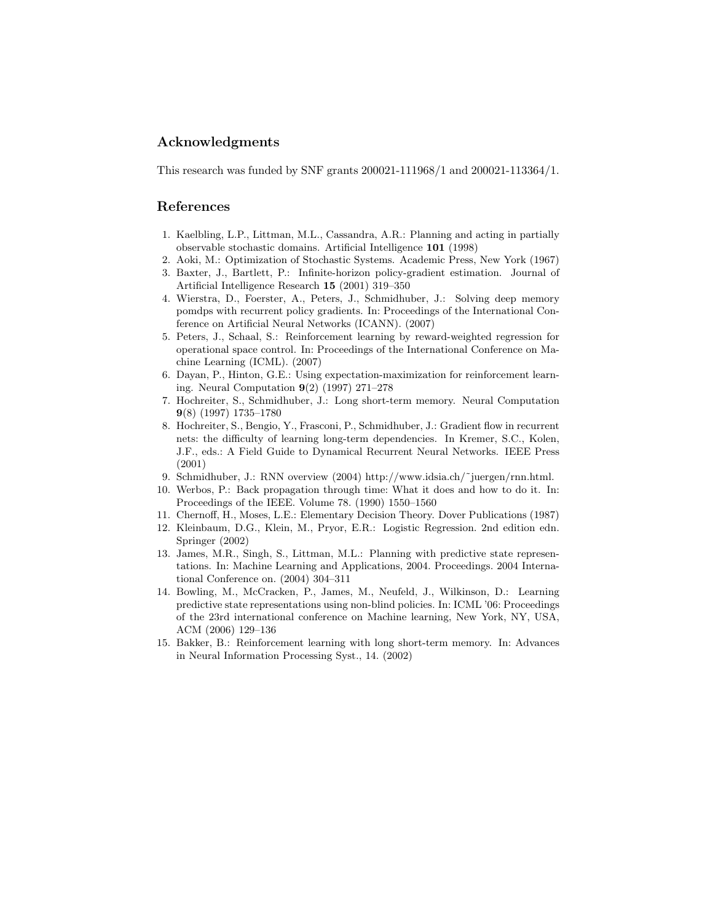## Acknowledgments

This research was funded by SNF grants 200021-111968/1 and 200021-113364/1.

## References

1. Kaelbling, L.P., Littman, M.L., Cassandra, A.R.: Planning and acting in partially observable stochastic domains. Artificial Intelligence **101** (1998)
2. Aoki, M.: Optimization of Stochastic Systems. Academic Press, New York (1967)
3. Baxter, J., Bartlett, P.: Infinite-horizon policy-gradient estimation. Journal of Artificial Intelligence Research **15** (2001) 319–350
4. Wierstra, D., Foerster, A., Peters, J., Schmidhuber, J.: Solving deep memory pomdps with recurrent policy gradients. In: Proceedings of the International Conference on Artificial Neural Networks (ICANN). (2007)
5. Peters, J., Schaal, S.: Reinforcement learning by reward-weighted regression for operational space control. In: Proceedings of the International Conference on Machine Learning (ICML). (2007)
6. Dayan, P., Hinton, G.E.: Using expectation-maximization for reinforcement learning. Neural Computation **9**(2) (1997) 271–278
7. Hochreiter, S., Schmidhuber, J.: Long short-term memory. Neural Computation **9**(8) (1997) 1735–1780
8. Hochreiter, S., Bengio, Y., Frasconi, P., Schmidhuber, J.: Gradient flow in recurrent nets: the difficulty of learning long-term dependencies. In Kremer, S.C., Kolen, J.F., eds.: A Field Guide to Dynamical Recurrent Neural Networks. IEEE Press (2001)
9. Schmidhuber, J.: RNN overview (2004) http://www.idsia.ch/˜juergen/rnn.html.
10. Werbos, P.: Back propagation through time: What it does and how to do it. In: Proceedings of the IEEE. Volume 78. (1990) 1550–1560
11. Chernoff, H., Moses, L.E.: Elementary Decision Theory. Dover Publications (1987)
12. Kleinbaum, D.G., Klein, M., Pryor, E.R.: Logistic Regression. 2nd edition edn. Springer (2002)
13. James, M.R., Singh, S., Littman, M.L.: Planning with predictive state representations. In: Machine Learning and Applications, 2004. Proceedings. 2004 International Conference on. (2004) 304–311
14. Bowling, M., McCracken, P., James, M., Neufeld, J., Wilkinson, D.: Learning predictive state representations using non-blind policies. In: ICML '06: Proceedings of the 23rd international conference on Machine learning, New York, NY, USA, ACM (2006) 129–136
15. Bakker, B.: Reinforcement learning with long short-term memory. In: Advances in Neural Information Processing Syst., 14. (2002)